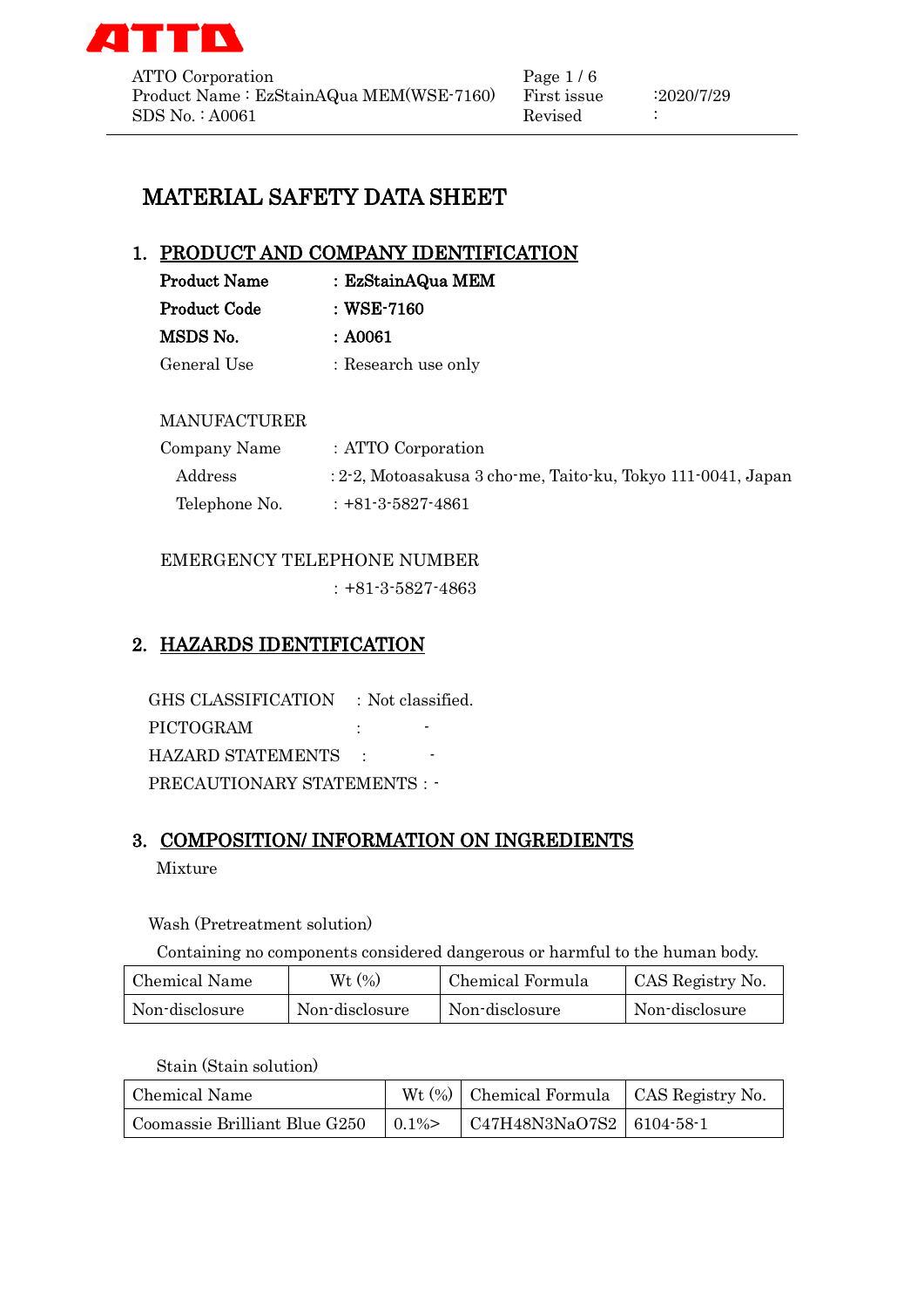# MATERIAL SAFETY DATA SHEET

## 1. PRODUCT AND COMPANY IDENTIFICATION

**Product Name** : **EzStainAQua MEM**

**Product Code** : **WSE-7160**

**MSDS No.** : **A0061**

General Use : Research use only

MANUFACTURER

Company Name : ATTO Corporation

Address : 2-2, Motoasakusa 3 cho-me, Taito-ku, Tokyo 111-0041, Japan

Telephone No. : +81-3-5827-4861

EMERGENCY TELEPHONE NUMBER

: +81-3-5827-4863

## 2. HAZARDS IDENTIFICATION

GHS CLASSIFICATION : Not classified.

PICTOGRAM : -

HAZARD STATEMENTS : -

PRECAUTIONARY STATEMENTS : -

## 3. COMPOSITION/ INFORMATION ON INGREDIENTS

Mixture

Wash (Pretreatment solution)

Containing no components considered dangerous or harmful to the human body.

| Chemical Name | Wt (%) | Chemical Formula | CAS Registry No. |
|---|---|---|---|
| Non-disclosure | Non-disclosure | Non-disclosure | Non-disclosure |

Stain (Stain solution)

| Chemical Name | Wt (%) | Chemical Formula | CAS Registry No. |
|---|---|---|---|
| Coomassie Brilliant Blue G250 | 0.1%> | $C_{47}H_{48}N_3NaO_7S_2$ | 6104-58-1 |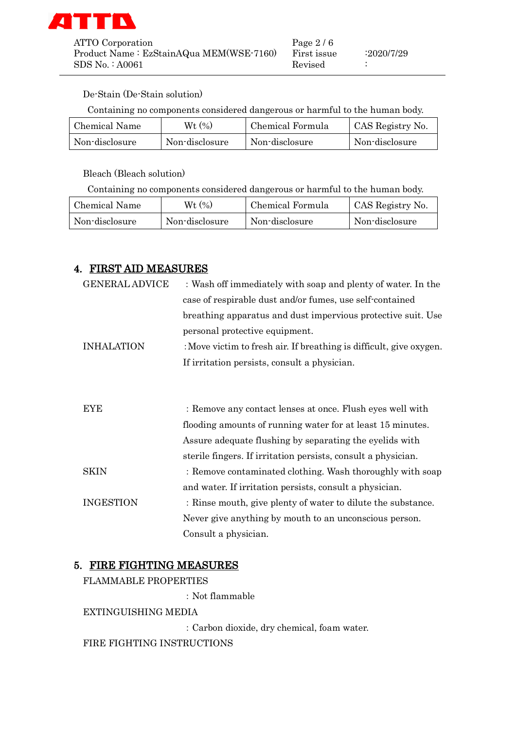De-Stain (De-Stain solution)

Containing no components considered dangerous or harmful to the human body.

| Chemical Name | Wt (%) | Chemical Formula | CAS Registry No. |
|---|---|---|---|
| Non-disclosure | Non-disclosure | Non-disclosure | Non-disclosure |

Bleach (Bleach solution)

Containing no components considered dangerous or harmful to the human body.

| Chemical Name | Wt (%) | Chemical Formula | CAS Registry No. |
|---|---|---|---|
| Non-disclosure | Non-disclosure | Non-disclosure | Non-disclosure |

## 4. FIRST AID MEASURES

GENERAL ADVICE : Wash off immediately with soap and plenty of water. In the case of respirable dust and/or fumes, use self-contained breathing apparatus and dust impervious protective suit. Use personal protective equipment.

INHALATION : Move victim to fresh air. If breathing is difficult, give oxygen. If irritation persists, consult a physician.

EYE : Remove any contact lenses at once. Flush eyes well with flooding amounts of running water for at least 15 minutes. Assure adequate flushing by separating the eyelids with sterile fingers. If irritation persists, consult a physician.

SKIN : Remove contaminated clothing. Wash thoroughly with soap and water. If irritation persists, consult a physician.

INGESTION : Rinse mouth, give plenty of water to dilute the substance. Never give anything by mouth to an unconscious person. Consult a physician.

## 5. FIRE FIGHTING MEASURES

FLAMMABLE PROPERTIES

: Not flammable

EXTINGUISHING MEDIA

: Carbon dioxide, dry chemical, foam water.

FIRE FIGHTING INSTRUCTIONS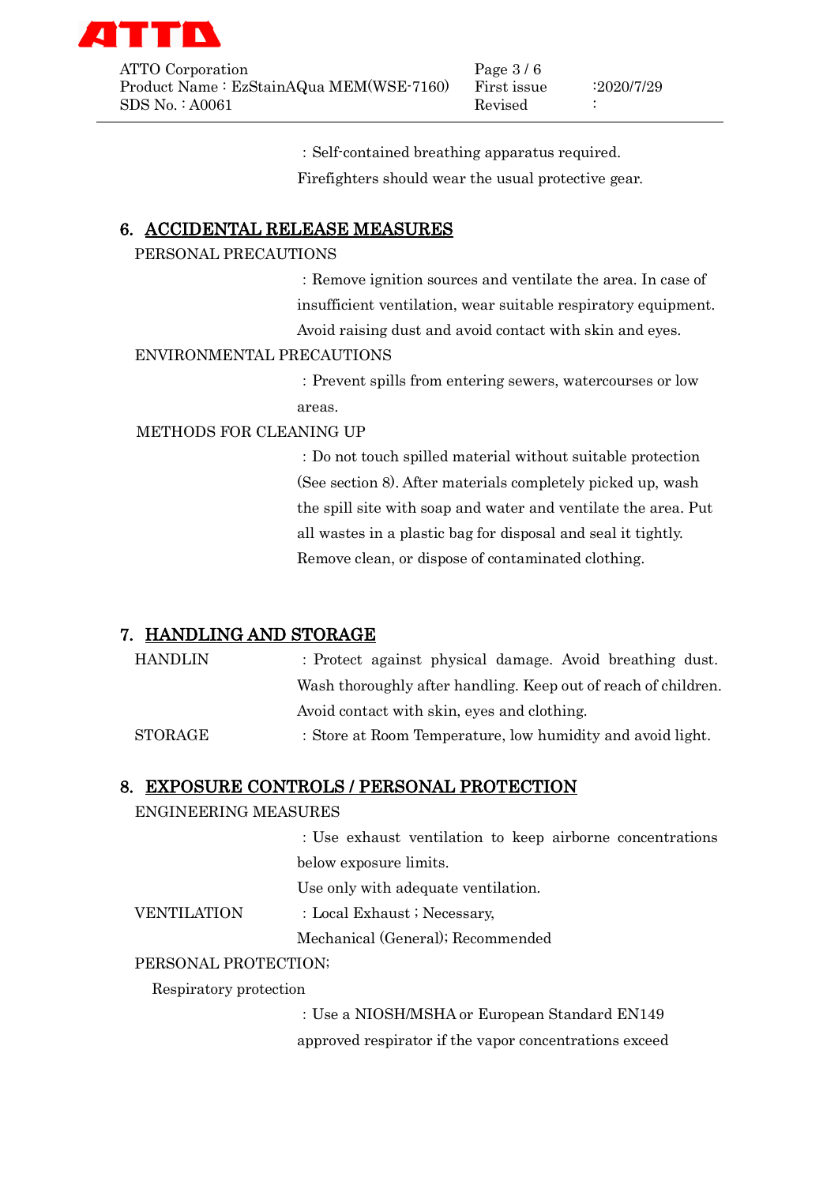: Self-contained breathing apparatus required.

Firefighters should wear the usual protective gear.

## 6. ACCIDENTAL RELEASE MEASURES

PERSONAL PRECAUTIONS

: Remove ignition sources and ventilate the area. In case of insufficient ventilation, wear suitable respiratory equipment. Avoid raising dust and avoid contact with skin and eyes.

ENVIRONMENTAL PRECAUTIONS

: Prevent spills from entering sewers, watercourses or low areas.

METHODS FOR CLEANING UP

: Do not touch spilled material without suitable protection (See section 8). After materials completely picked up, wash the spill site with soap and water and ventilate the area. Put all wastes in a plastic bag for disposal and seal it tightly. Remove clean, or dispose of contaminated clothing.

## 7. HANDLING AND STORAGE

HANDLIN : Protect against physical damage. Avoid breathing dust. Wash thoroughly after handling. Keep out of reach of children. Avoid contact with skin, eyes and clothing.

STORAGE : Store at Room Temperature, low humidity and avoid light.

## 8. EXPOSURE CONTROLS / PERSONAL PROTECTION

ENGINEERING MEASURES

: Use exhaust ventilation to keep airborne concentrations below exposure limits.

Use only with adequate ventilation.

VENTILATION : Local Exhaust ; Necessary,

Mechanical (General); Recommended

PERSONAL PROTECTION;

Respiratory protection

: Use a NIOSH/MSHA or European Standard EN149 approved respirator if the vapor concentrations exceed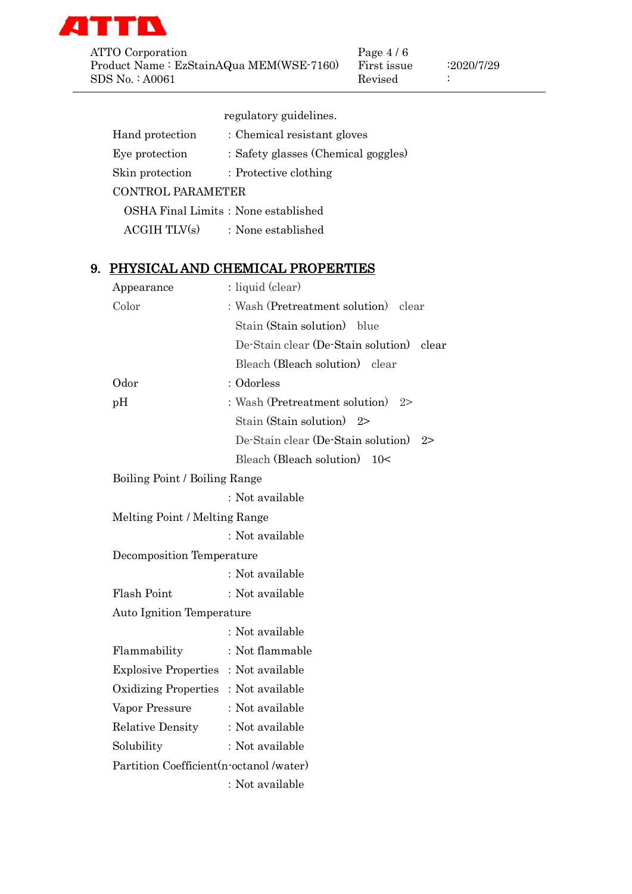regulatory guidelines.

Hand protection : Chemical resistant gloves

Eye protection : Safety glasses (Chemical goggles)

Skin protection : Protective clothing

CONTROL PARAMETER

OSHA Final Limits : None established

ACGIH TLV(s) : None established

## 9. PHYSICAL AND CHEMICAL PROPERTIES

Appearance : liquid (clear)

Color : Wash (Pretreatment solution) clear

Stain (Stain solution) blue

De-Stain clear (De-Stain solution) clear

Bleach (Bleach solution) clear

Odor : Odorless

pH : Wash (Pretreatment solution) 2>

Stain (Stain solution) 2>

De-Stain clear (De-Stain solution) 2>

Bleach (Bleach solution) 10<

Boiling Point / Boiling Range

: Not available

Melting Point / Melting Range

: Not available

Decomposition Temperature

: Not available

Flash Point : Not available

Auto Ignition Temperature

: Not available

Flammability : Not flammable

Explosive Properties : Not available

Oxidizing Properties : Not available

Vapor Pressure : Not available

Relative Density : Not available

Solubility : Not available

Partition Coefficient(n-octanol /water)

: Not available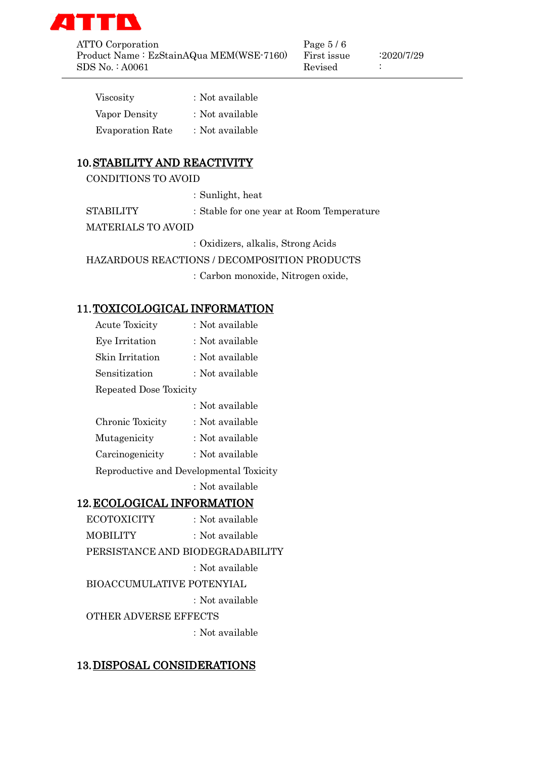Viscosity : Not available

Vapor Density : Not available

Evaporation Rate : Not available

## 10. STABILITY AND REACTIVITY

CONDITIONS TO AVOID

: Sunlight, heat

STABILITY : Stable for one year at Room Temperature

MATERIALS TO AVOID

: Oxidizers, alkalis, Strong Acids

HAZARDOUS REACTIONS / DECOMPOSITION PRODUCTS

: Carbon monoxide, Nitrogen oxide,

## 11. TOXICOLOGICAL INFORMATION

Acute Toxicity : Not available

Eye Irritation : Not available

Skin Irritation : Not available

Sensitization : Not available

Repeated Dose Toxicity

: Not available

Chronic Toxicity : Not available

Mutagenicity : Not available

Carcinogenicity : Not available

Reproductive and Developmental Toxicity

: Not available

## 12. ECOLOGICAL INFORMATION

ECOTOXICITY : Not available

MOBILITY : Not available

PERSISTANCE AND BIODEGRADABILITY

: Not available

BIOACCUMULATIVE POTENYIAL

: Not available

OTHER ADVERSE EFFECTS

: Not available

## 13. DISPOSAL CONSIDERATIONS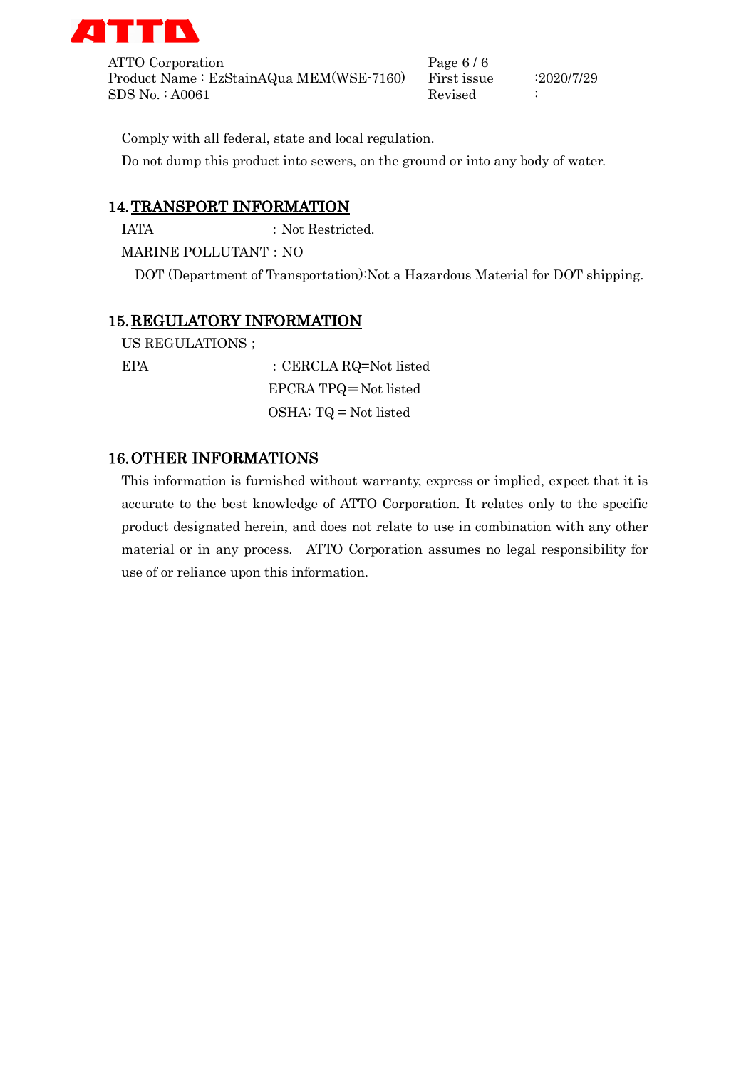Comply with all federal, state and local regulation.

Do not dump this product into sewers, on the ground or into any body of water.

## 14. TRANSPORT INFORMATION

IATA : Not Restricted.

MARINE POLLUTANT : NO

DOT (Department of Transportation):Not a Hazardous Material for DOT shipping.

## 15. REGULATORY INFORMATION

US REGULATIONS ;

EPA : CERCLA RQ=Not listed

EPCRA TPQ＝Not listed

OSHA; TQ = Not listed

## 16. OTHER INFORMATIONS

This information is furnished without warranty, express or implied, expect that it is accurate to the best knowledge of ATTO Corporation. It relates only to the specific product designated herein, and does not relate to use in combination with any other material or in any process. ATTO Corporation assumes no legal responsibility for use of or reliance upon this information.